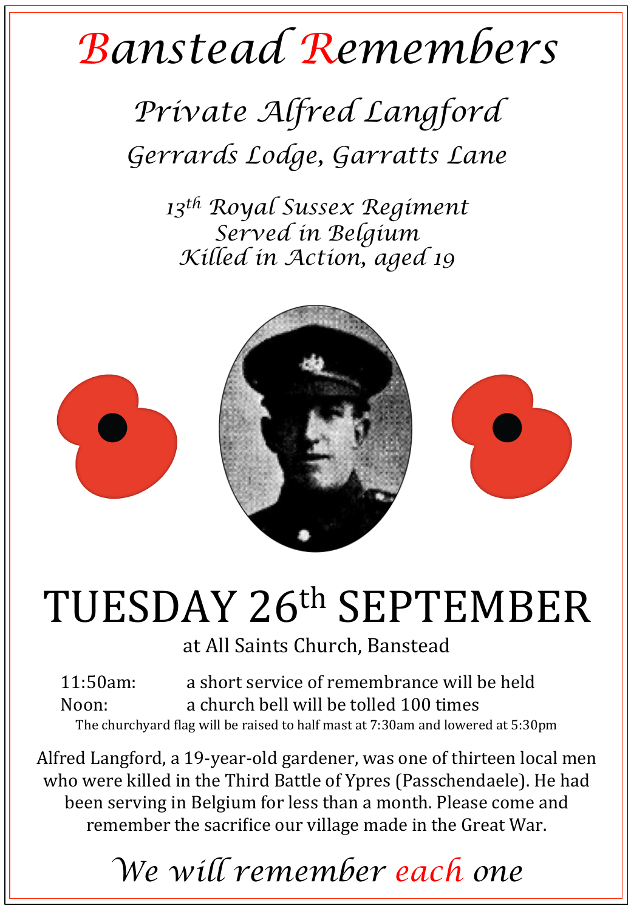# Banstead Remembers

## Private Alfred Langford

### Gerrards Lodge, Garratts Lane

*13th Royal Sussex Regiment*
*Served in Belgium*
*Killed in Action, aged 19*

# TUESDAY 26th SEPTEMBER

at All Saints Church, Banstead

11:50am: a short service of remembrance will be held
Noon: a church bell will be tolled 100 times

The churchyard flag will be raised to half mast at 7:30am and lowered at 5:30pm

Alfred Langford, a 19-year-old gardener, was one of thirteen local men who were killed in the Third Battle of Ypres (Passchendaele). He had been serving in Belgium for less than a month. Please come and remember the sacrifice our village made in the Great War.

*We will remember each one*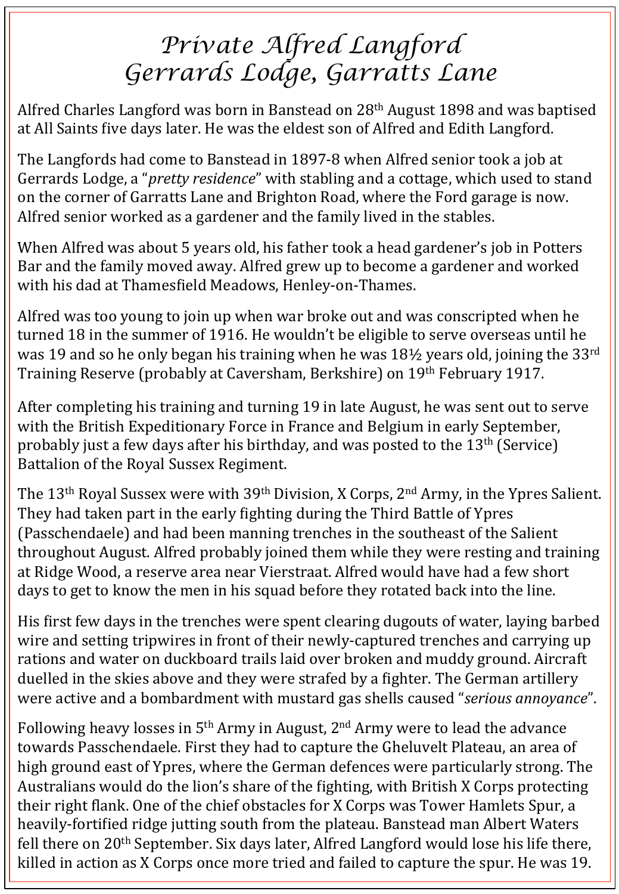# *Private Alfred Langford*
# *Gerrards Lodge, Garratts Lane*

Alfred Charles Langford was born in Banstead on 28th August 1898 and was baptised at All Saints five days later. He was the eldest son of Alfred and Edith Langford.

The Langfords had come to Banstead in 1897-8 when Alfred senior took a job at Gerrards Lodge, a "*pretty residence*" with stabling and a cottage, which used to stand on the corner of Garratts Lane and Brighton Road, where the Ford garage is now. Alfred senior worked as a gardener and the family lived in the stables.

When Alfred was about 5 years old, his father took a head gardener's job in Potters Bar and the family moved away. Alfred grew up to become a gardener and worked with his dad at Thamesfield Meadows, Henley-on-Thames.

Alfred was too young to join up when war broke out and was conscripted when he turned 18 in the summer of 1916. He wouldn't be eligible to serve overseas until he was 19 and so he only began his training when he was 18½ years old, joining the 33rd Training Reserve (probably at Caversham, Berkshire) on 19th February 1917.

After completing his training and turning 19 in late August, he was sent out to serve with the British Expeditionary Force in France and Belgium in early September, probably just a few days after his birthday, and was posted to the 13th (Service) Battalion of the Royal Sussex Regiment.

The 13th Royal Sussex were with 39th Division, X Corps, 2nd Army, in the Ypres Salient. They had taken part in the early fighting during the Third Battle of Ypres (Passchendaele) and had been manning trenches in the southeast of the Salient throughout August. Alfred probably joined them while they were resting and training at Ridge Wood, a reserve area near Vierstraat. Alfred would have had a few short days to get to know the men in his squad before they rotated back into the line.

His first few days in the trenches were spent clearing dugouts of water, laying barbed wire and setting tripwires in front of their newly-captured trenches and carrying up rations and water on duckboard trails laid over broken and muddy ground. Aircraft duelled in the skies above and they were strafed by a fighter. The German artillery were active and a bombardment with mustard gas shells caused "*serious annoyance*".

Following heavy losses in 5th Army in August, 2nd Army were to lead the advance towards Passchendaele. First they had to capture the Gheluvelt Plateau, an area of high ground east of Ypres, where the German defences were particularly strong. The Australians would do the lion's share of the fighting, with British X Corps protecting their right flank. One of the chief obstacles for X Corps was Tower Hamlets Spur, a heavily-fortified ridge jutting south from the plateau. Banstead man Albert Waters fell there on 20th September. Six days later, Alfred Langford would lose his life there, killed in action as X Corps once more tried and failed to capture the spur. He was 19.